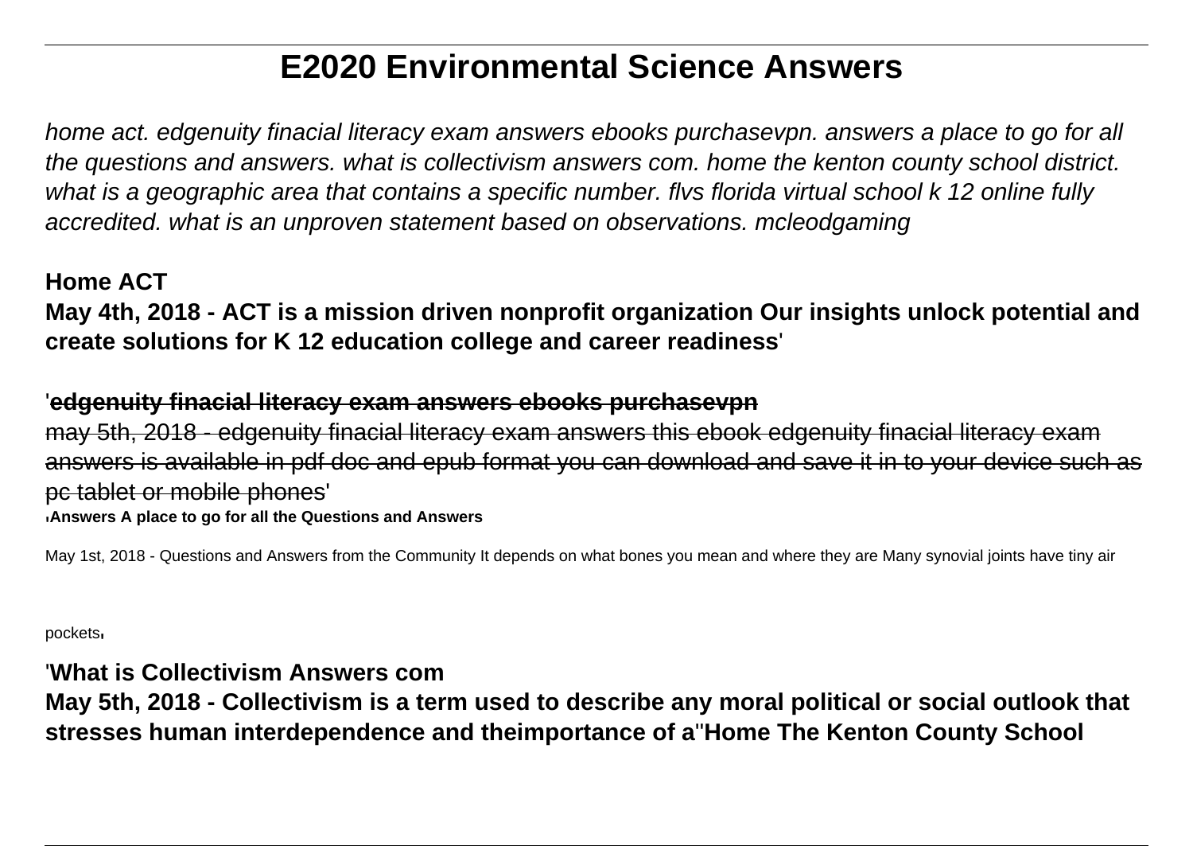# E2020 Environmental Science Answers

*home act. edgenuity finacial literacy exam answers ebooks purchasevpn. answers a place to go for all the questions and answers. what is collectivism answers com. home the kenton county school district. what is a geographic area that contains a specific number. flvs florida virtual school k 12 online fully accredited. what is an unproven statement based on observations. mcleodgaming*

**Home ACT**

**May 4th, 2018 - ACT is a mission driven nonprofit organization Our insights unlock potential and create solutions for K 12 education college and career readiness**'

'~~**edgenuity finacial literacy exam answers ebooks purchasevpn**~~

~~may 5th, 2018 - edgenuity finacial literacy exam answers this ebook edgenuity finacial literacy exam answers is available in pdf doc and epub format you can download and save it in to your device such as pc tablet or mobile phones~~'

'**Answers A place to go for all the Questions and Answers**

May 1st, 2018 - Questions and Answers from the Community It depends on what bones you mean and where they are Many synovial joints have tiny air pockets'

'**What is Collectivism Answers com**

**May 5th, 2018 - Collectivism is a term used to describe any moral political or social outlook that stresses human interdependence and theimportance of a**''**Home The Kenton County School**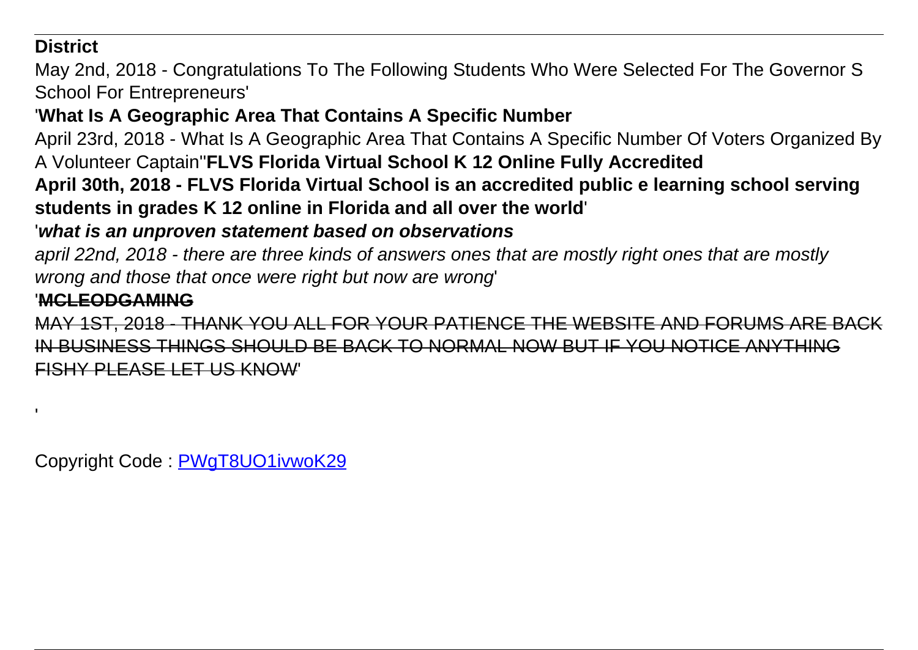**District**

May 2nd, 2018 - Congratulations To The Following Students Who Were Selected For The Governor S School For Entrepreneurs'

'**What Is A Geographic Area That Contains A Specific Number**

April 23rd, 2018 - What Is A Geographic Area That Contains A Specific Number Of Voters Organized By A Volunteer Captain''**FLVS Florida Virtual School K 12 Online Fully Accredited**

**April 30th, 2018 - FLVS Florida Virtual School is an accredited public e learning school serving students in grades K 12 online in Florida and all over the world**'

'***what is an unproven statement based on observations***

*april 22nd, 2018 - there are three kinds of answers ones that are mostly right ones that are mostly wrong and those that once were right but now are wrong*'

'~~**MCLEODGAMING**~~

~~MAY 1ST, 2018 - THANK YOU ALL FOR YOUR PATIENCE THE WEBSITE AND FORUMS ARE BACK IN BUSINESS THINGS SHOULD BE BACK TO NORMAL NOW BUT IF YOU NOTICE ANYTHING FISHY PLEASE LET US KNOW~~'

'

Copyright Code : PWgT8UO1ivwoK29